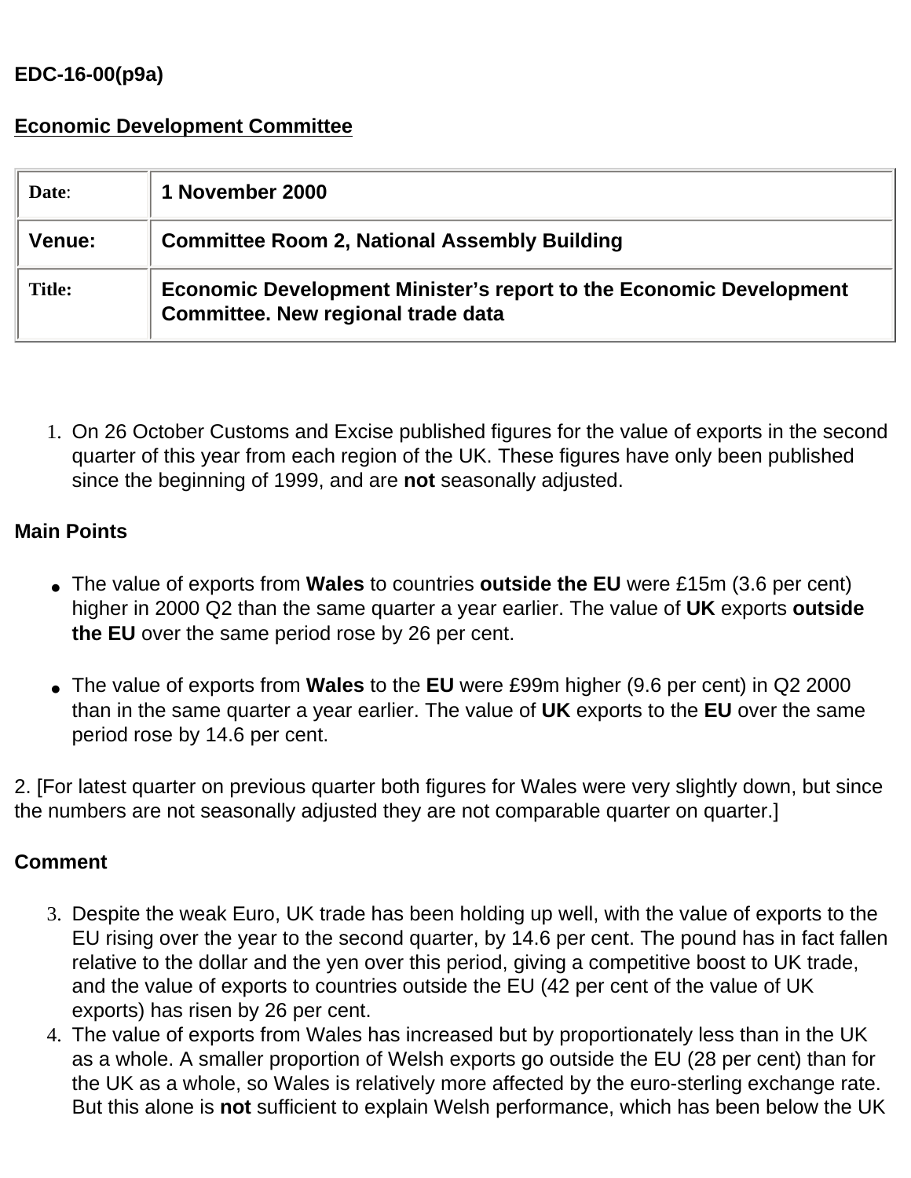**EDC-16-00(p9a)**

**Economic Development Committee**

| **Date**: | **1 November 2000** |
|---|---|
| **Venue:** | **Committee Room 2, National Assembly Building** |
| **Title:** | **Economic Development Minister's report to the Economic Development Committee. New regional trade data** |

1. On 26 October Customs and Excise published figures for the value of exports in the second quarter of this year from each region of the UK. These figures have only been published since the beginning of 1999, and are **not** seasonally adjusted.

**Main Points**

- The value of exports from **Wales** to countries **outside the EU** were £15m (3.6 per cent) higher in 2000 Q2 than the same quarter a year earlier. The value of **UK** exports **outside the EU** over the same period rose by 26 per cent.

- The value of exports from **Wales** to the **EU** were £99m higher (9.6 per cent) in Q2 2000 than in the same quarter a year earlier. The value of **UK** exports to the **EU** over the same period rose by 14.6 per cent.

2. [For latest quarter on previous quarter both figures for Wales were very slightly down, but since the numbers are not seasonally adjusted they are not comparable quarter on quarter.]

**Comment**

3. Despite the weak Euro, UK trade has been holding up well, with the value of exports to the EU rising over the year to the second quarter, by 14.6 per cent. The pound has in fact fallen relative to the dollar and the yen over this period, giving a competitive boost to UK trade, and the value of exports to countries outside the EU (42 per cent of the value of UK exports) has risen by 26 per cent.
4. The value of exports from Wales has increased but by proportionately less than in the UK as a whole. A smaller proportion of Welsh exports go outside the EU (28 per cent) than for the UK as a whole, so Wales is relatively more affected by the euro-sterling exchange rate. But this alone is **not** sufficient to explain Welsh performance, which has been below the UK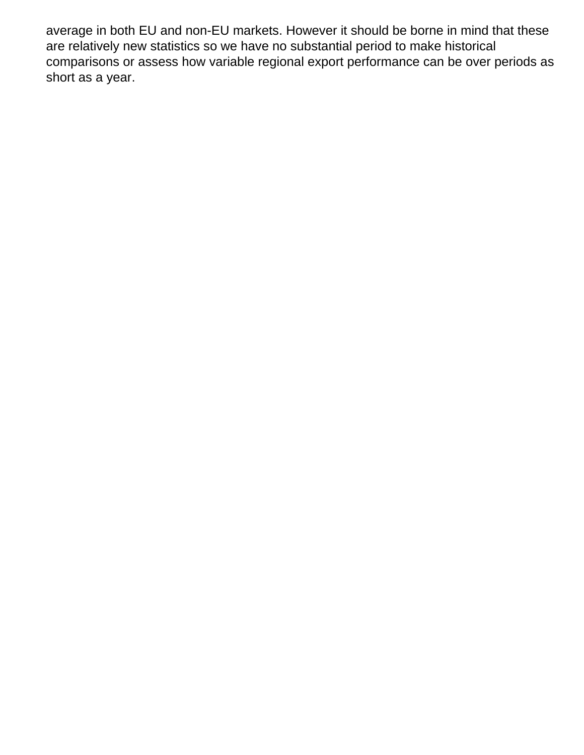average in both EU and non-EU markets. However it should be borne in mind that these are relatively new statistics so we have no substantial period to make historical comparisons or assess how variable regional export performance can be over periods as short as a year.